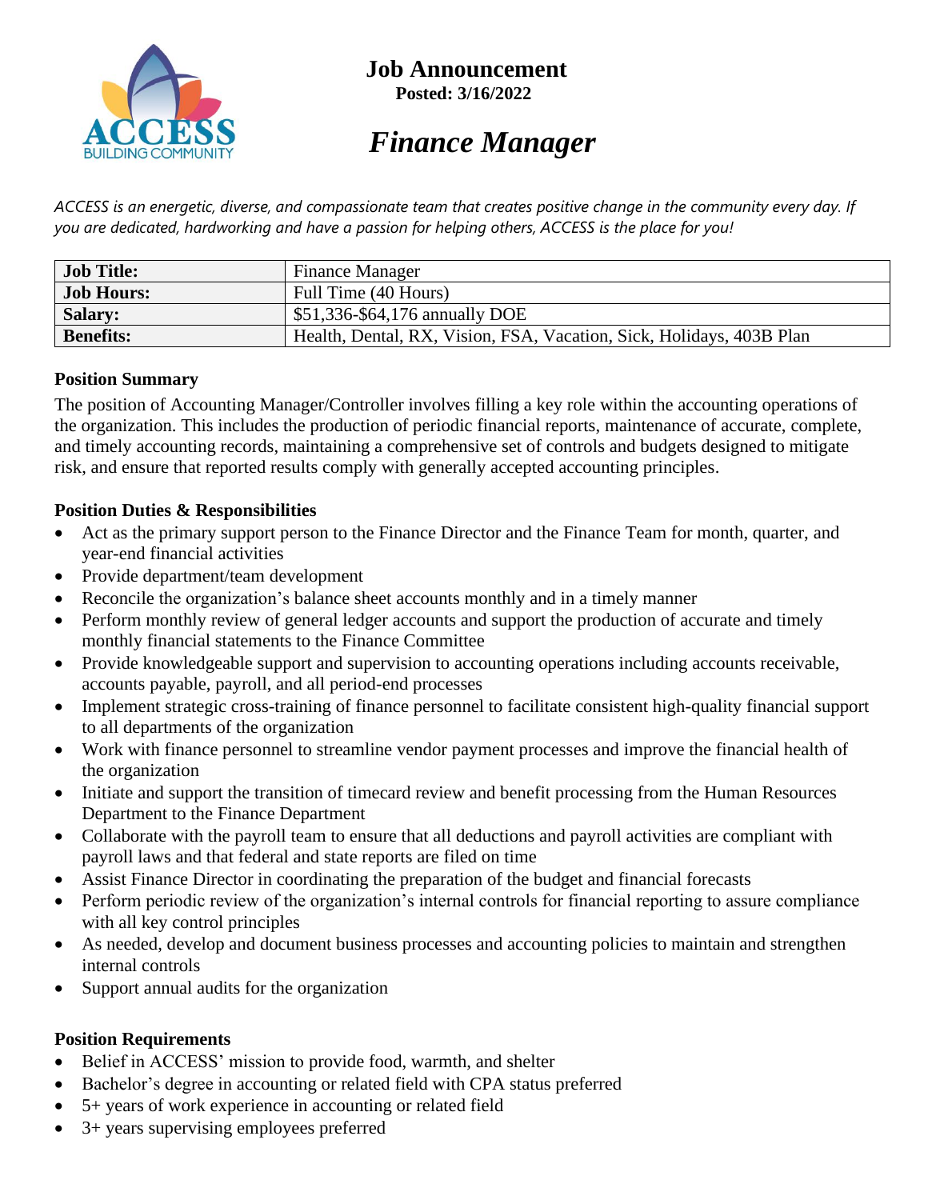# Job Announcement

**Posted: 3/16/2022**

## *Finance Manager*

*ACCESS is an energetic, diverse, and compassionate team that creates positive change in the community every day. If you are dedicated, hardworking and have a passion for helping others, ACCESS is the place for you!*

| **Job Title:** | Finance Manager |
|---|---|
| **Job Hours:** | Full Time (40 Hours) |
| **Salary:** | $51,336-$64,176 annually DOE |
| **Benefits:** | Health, Dental, RX, Vision, FSA, Vacation, Sick, Holidays, 403B Plan |

### Position Summary

The position of Accounting Manager/Controller involves filling a key role within the accounting operations of the organization. This includes the production of periodic financial reports, maintenance of accurate, complete, and timely accounting records, maintaining a comprehensive set of controls and budgets designed to mitigate risk, and ensure that reported results comply with generally accepted accounting principles.

### Position Duties & Responsibilities

- Act as the primary support person to the Finance Director and the Finance Team for month, quarter, and year-end financial activities
- Provide department/team development
- Reconcile the organization's balance sheet accounts monthly and in a timely manner
- Perform monthly review of general ledger accounts and support the production of accurate and timely monthly financial statements to the Finance Committee
- Provide knowledgeable support and supervision to accounting operations including accounts receivable, accounts payable, payroll, and all period-end processes
- Implement strategic cross-training of finance personnel to facilitate consistent high-quality financial support to all departments of the organization
- Work with finance personnel to streamline vendor payment processes and improve the financial health of the organization
- Initiate and support the transition of timecard review and benefit processing from the Human Resources Department to the Finance Department
- Collaborate with the payroll team to ensure that all deductions and payroll activities are compliant with payroll laws and that federal and state reports are filed on time
- Assist Finance Director in coordinating the preparation of the budget and financial forecasts
- Perform periodic review of the organization's internal controls for financial reporting to assure compliance with all key control principles
- As needed, develop and document business processes and accounting policies to maintain and strengthen internal controls
- Support annual audits for the organization

### Position Requirements

- Belief in ACCESS' mission to provide food, warmth, and shelter
- Bachelor's degree in accounting or related field with CPA status preferred
- 5+ years of work experience in accounting or related field
- 3+ years supervising employees preferred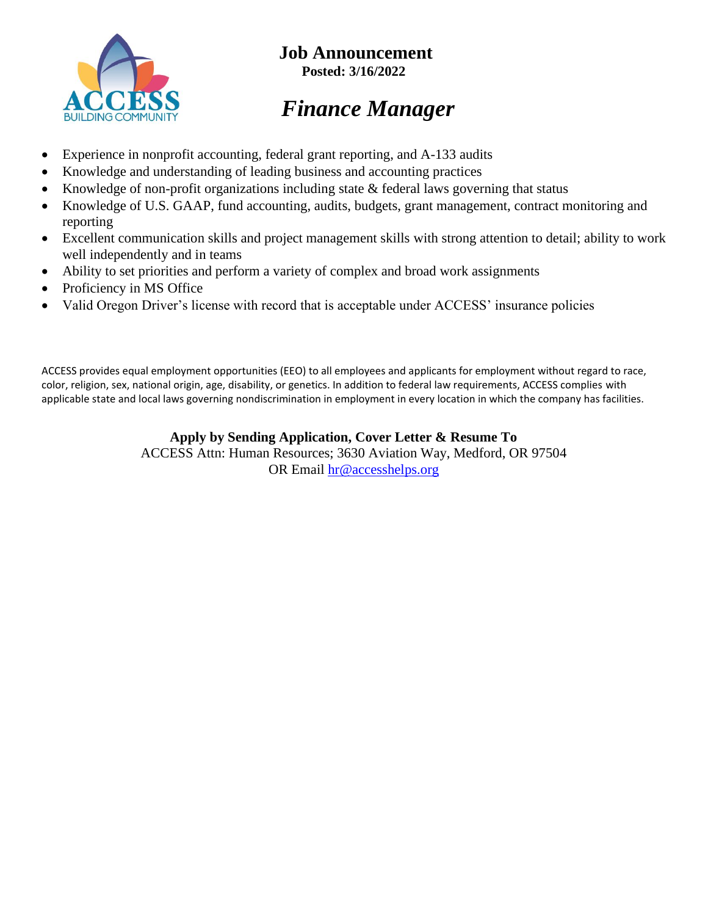# Job Announcement

**Posted: 3/16/2022**

## *Finance Manager*

- Experience in nonprofit accounting, federal grant reporting, and A-133 audits
- Knowledge and understanding of leading business and accounting practices
- Knowledge of non-profit organizations including state & federal laws governing that status
- Knowledge of U.S. GAAP, fund accounting, audits, budgets, grant management, contract monitoring and reporting
- Excellent communication skills and project management skills with strong attention to detail; ability to work well independently and in teams
- Ability to set priorities and perform a variety of complex and broad work assignments
- Proficiency in MS Office
- Valid Oregon Driver's license with record that is acceptable under ACCESS' insurance policies

ACCESS provides equal employment opportunities (EEO) to all employees and applicants for employment without regard to race, color, religion, sex, national origin, age, disability, or genetics. In addition to federal law requirements, ACCESS complies with applicable state and local laws governing nondiscrimination in employment in every location in which the company has facilities.

**Apply by Sending Application, Cover Letter & Resume To**

ACCESS Attn: Human Resources; 3630 Aviation Way, Medford, OR 97504

OR Email hr@accesshelps.org